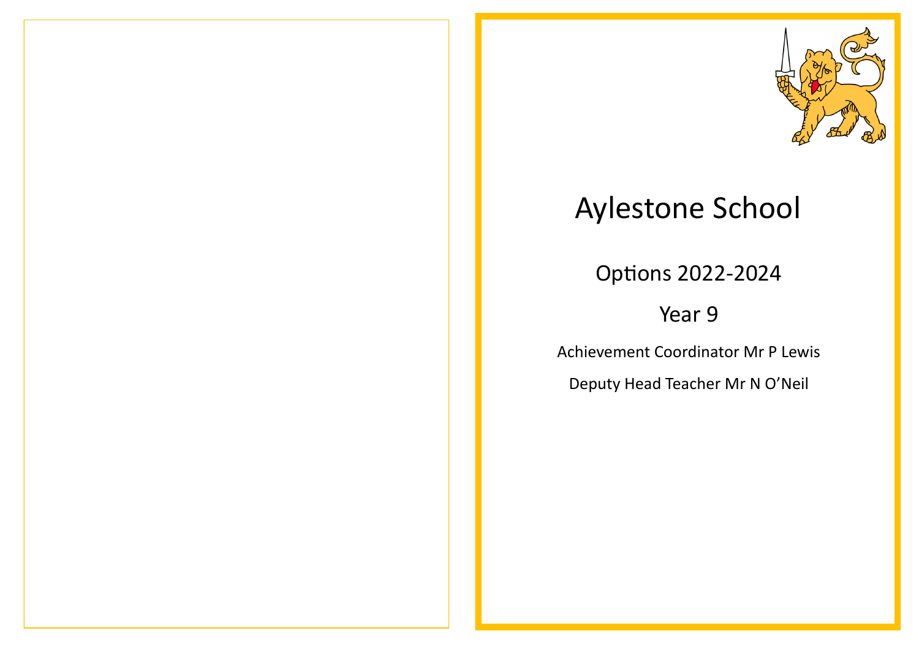# Aylestone School

## Options 2022-2024

## Year 9

Achievement Coordinator Mr P Lewis

Deputy Head Teacher Mr N O’Neil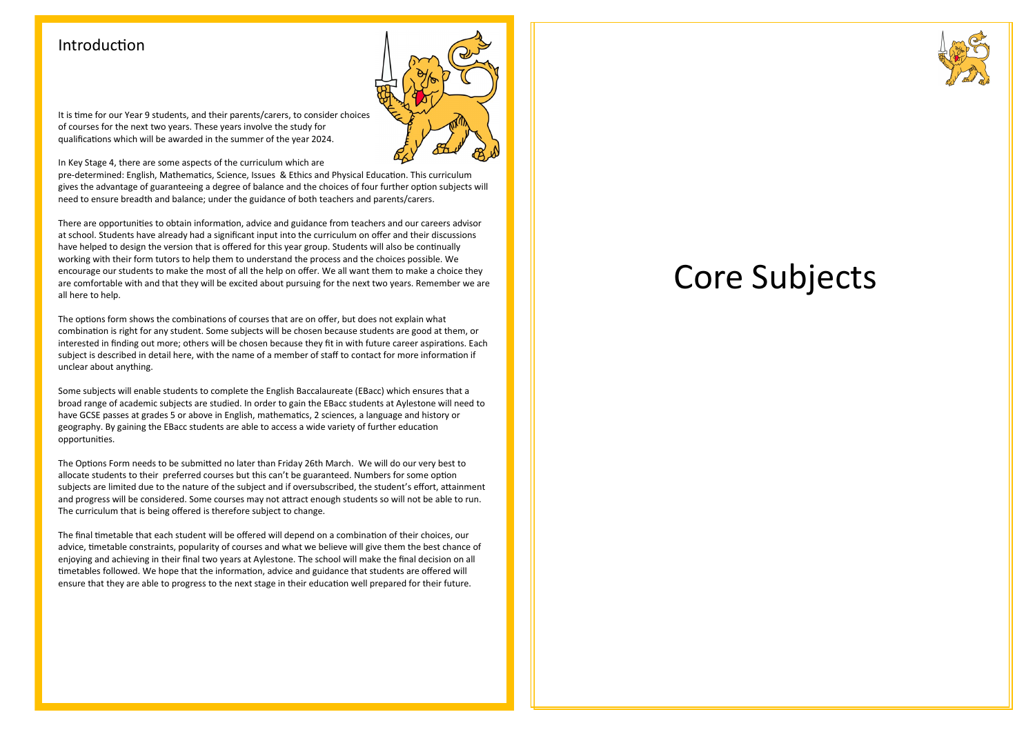## Introduction

It is time for our Year 9 students, and their parents/carers, to consider choices of courses for the next two years. These years involve the study for qualifications which will be awarded in the summer of the year 2024.

In Key Stage 4, there are some aspects of the curriculum which are pre-determined: English, Mathematics, Science, Issues & Ethics and Physical Education. This curriculum gives the advantage of guaranteeing a degree of balance and the choices of four further option subjects will need to ensure breadth and balance; under the guidance of both teachers and parents/carers.

There are opportunities to obtain information, advice and guidance from teachers and our careers advisor at school. Students have already had a significant input into the curriculum on offer and their discussions have helped to design the version that is offered for this year group. Students will also be continually working with their form tutors to help them to understand the process and the choices possible. We encourage our students to make the most of all the help on offer. We all want them to make a choice they are comfortable with and that they will be excited about pursuing for the next two years. Remember we are all here to help.

The options form shows the combinations of courses that are on offer, but does not explain what combination is right for any student. Some subjects will be chosen because students are good at them, or interested in finding out more; others will be chosen because they fit in with future career aspirations. Each subject is described in detail here, with the name of a member of staff to contact for more information if unclear about anything.

Some subjects will enable students to complete the English Baccalaureate (EBacc) which ensures that a broad range of academic subjects are studied. In order to gain the EBacc students at Aylestone will need to have GCSE passes at grades 5 or above in English, mathematics, 2 sciences, a language and history or geography. By gaining the EBacc students are able to access a wide variety of further education opportunities.

The Options Form needs to be submitted no later than Friday 26th March. We will do our very best to allocate students to their preferred courses but this can't be guaranteed. Numbers for some option subjects are limited due to the nature of the subject and if oversubscribed, the student's effort, attainment and progress will be considered. Some courses may not attract enough students so will not be able to run. The curriculum that is being offered is therefore subject to change.

The final timetable that each student will be offered will depend on a combination of their choices, our advice, timetable constraints, popularity of courses and what we believe will give them the best chance of enjoying and achieving in their final two years at Aylestone. The school will make the final decision on all timetables followed. We hope that the information, advice and guidance that students are offered will ensure that they are able to progress to the next stage in their education well prepared for their future.

# Core Subjects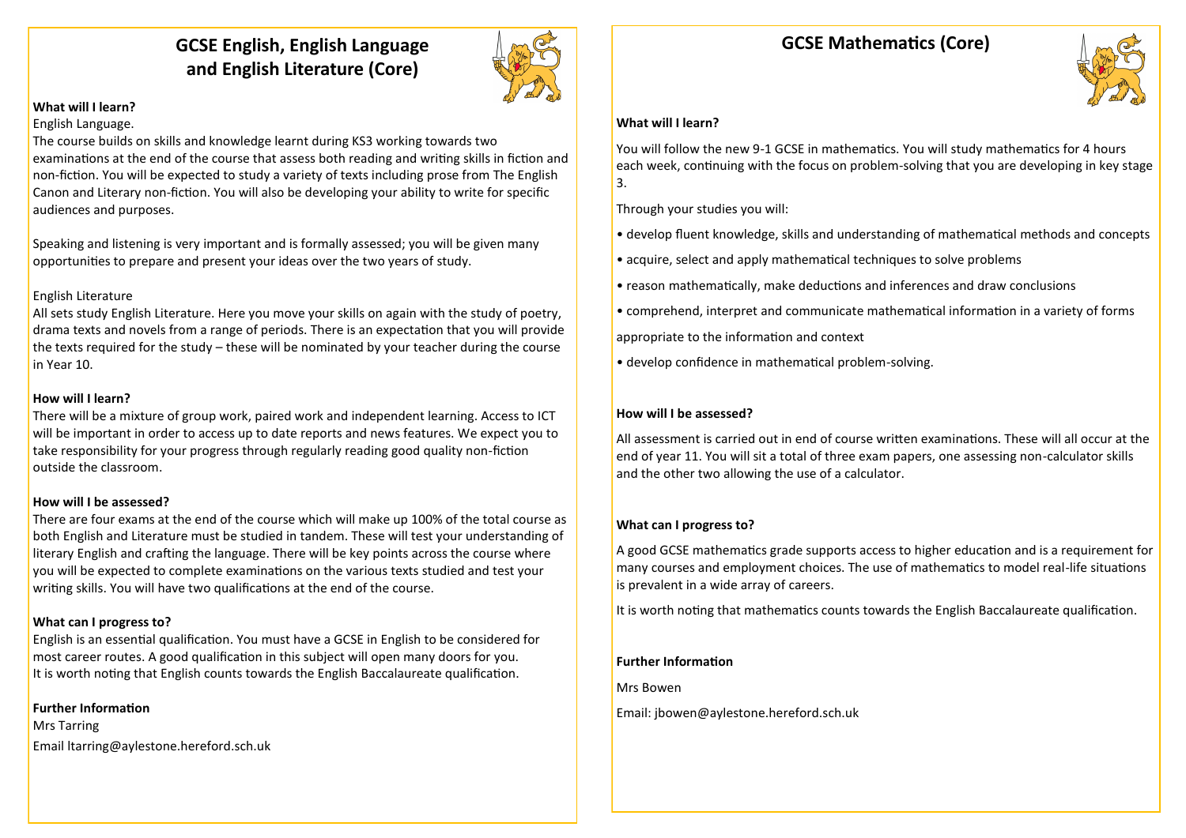## GCSE English, English Language and English Literature (Core)

**What will I learn?**

English Language.

The course builds on skills and knowledge learnt during KS3 working towards two examinations at the end of the course that assess both reading and writing skills in fiction and non-fiction. You will be expected to study a variety of texts including prose from The English Canon and Literary non-fiction. You will also be developing your ability to write for specific audiences and purposes.

Speaking and listening is very important and is formally assessed; you will be given many opportunities to prepare and present your ideas over the two years of study.

English Literature

All sets study English Literature. Here you move your skills on again with the study of poetry, drama texts and novels from a range of periods. There is an expectation that you will provide the texts required for the study – these will be nominated by your teacher during the course in Year 10.

**How will I learn?**

There will be a mixture of group work, paired work and independent learning. Access to ICT will be important in order to access up to date reports and news features. We expect you to take responsibility for your progress through regularly reading good quality non-fiction outside the classroom.

**How will I be assessed?**

There are four exams at the end of the course which will make up 100% of the total course as both English and Literature must be studied in tandem. These will test your understanding of literary English and crafting the language. There will be key points across the course where you will be expected to complete examinations on the various texts studied and test your writing skills. You will have two qualifications at the end of the course.

**What can I progress to?**

English is an essential qualification. You must have a GCSE in English to be considered for most career routes. A good qualification in this subject will open many doors for you.
It is worth noting that English counts towards the English Baccalaureate qualification.

**Further Information**

Mrs Tarring

Email ltarring@aylestone.hereford.sch.uk

## GCSE Mathematics (Core)

**What will I learn?**

You will follow the new 9-1 GCSE in mathematics. You will study mathematics for 4 hours each week, continuing with the focus on problem-solving that you are developing in key stage 3.

Through your studies you will:

- develop fluent knowledge, skills and understanding of mathematical methods and concepts
- acquire, select and apply mathematical techniques to solve problems
- reason mathematically, make deductions and inferences and draw conclusions
- comprehend, interpret and communicate mathematical information in a variety of forms appropriate to the information and context
- develop confidence in mathematical problem-solving.

**How will I be assessed?**

All assessment is carried out in end of course written examinations. These will all occur at the end of year 11. You will sit a total of three exam papers, one assessing non-calculator skills and the other two allowing the use of a calculator.

**What can I progress to?**

A good GCSE mathematics grade supports access to higher education and is a requirement for many courses and employment choices. The use of mathematics to model real-life situations is prevalent in a wide array of careers.

It is worth noting that mathematics counts towards the English Baccalaureate qualification.

**Further Information**

Mrs Bowen

Email: jbowen@aylestone.hereford.sch.uk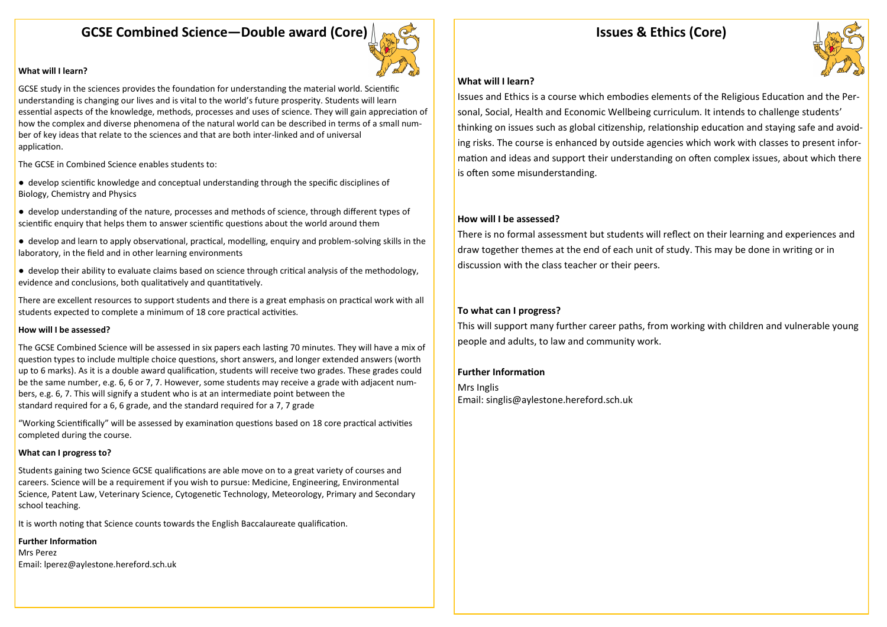## GCSE Combined Science—Double award (Core)

**What will I learn?**

GCSE study in the sciences provides the foundation for understanding the material world. Scientific understanding is changing our lives and is vital to the world's future prosperity. Students will learn essential aspects of the knowledge, methods, processes and uses of science. They will gain appreciation of how the complex and diverse phenomena of the natural world can be described in terms of a small number of key ideas that relate to the sciences and that are both inter-linked and of universal application.

The GCSE in Combined Science enables students to:

- develop scientific knowledge and conceptual understanding through the specific disciplines of Biology, Chemistry and Physics
- develop understanding of the nature, processes and methods of science, through different types of scientific enquiry that helps them to answer scientific questions about the world around them
- develop and learn to apply observational, practical, modelling, enquiry and problem-solving skills in the laboratory, in the field and in other learning environments
- develop their ability to evaluate claims based on science through critical analysis of the methodology, evidence and conclusions, both qualitatively and quantitatively.

There are excellent resources to support students and there is a great emphasis on practical work with all students expected to complete a minimum of 18 core practical activities.

**How will I be assessed?**

The GCSE Combined Science will be assessed in six papers each lasting 70 minutes. They will have a mix of question types to include multiple choice questions, short answers, and longer extended answers (worth up to 6 marks). As it is a double award qualification, students will receive two grades. These grades could be the same number, e.g. 6, 6 or 7, 7. However, some students may receive a grade with adjacent numbers, e.g. 6, 7. This will signify a student who is at an intermediate point between the standard required for a 6, 6 grade, and the standard required for a 7, 7 grade

"Working Scientifically" will be assessed by examination questions based on 18 core practical activities completed during the course.

**What can I progress to?**

Students gaining two Science GCSE qualifications are able move on to a great variety of courses and careers. Science will be a requirement if you wish to pursue: Medicine, Engineering, Environmental Science, Patent Law, Veterinary Science, Cytogenetic Technology, Meteorology, Primary and Secondary school teaching.

It is worth noting that Science counts towards the English Baccalaureate qualification.

**Further Information**

Mrs Perez
Email: lperez@aylestone.hereford.sch.uk

## Issues & Ethics (Core)

**What will I learn?**

Issues and Ethics is a course which embodies elements of the Religious Education and the Personal, Social, Health and Economic Wellbeing curriculum. It intends to challenge students' thinking on issues such as global citizenship, relationship education and staying safe and avoiding risks. The course is enhanced by outside agencies which work with classes to present information and ideas and support their understanding on often complex issues, about which there is often some misunderstanding.

**How will I be assessed?**

There is no formal assessment but students will reflect on their learning and experiences and draw together themes at the end of each unit of study. This may be done in writing or in discussion with the class teacher or their peers.

**To what can I progress?**

This will support many further career paths, from working with children and vulnerable young people and adults, to law and community work.

**Further Information**

Mrs Inglis
Email: singlis@aylestone.hereford.sch.uk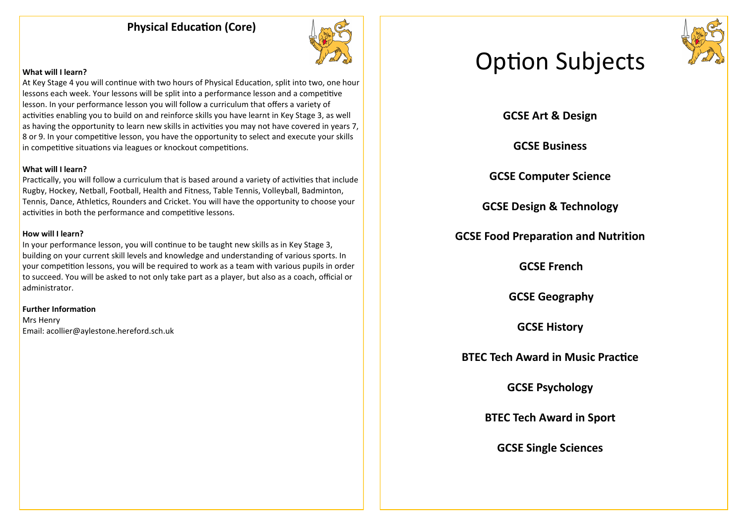## Physical Education (Core)

**What will I learn?**

At Key Stage 4 you will continue with two hours of Physical Education, split into two, one hour lessons each week. Your lessons will be split into a performance lesson and a competitive lesson. In your performance lesson you will follow a curriculum that offers a variety of activities enabling you to build on and reinforce skills you have learnt in Key Stage 3, as well as having the opportunity to learn new skills in activities you may not have covered in years 7, 8 or 9. In your competitive lesson, you have the opportunity to select and execute your skills in competitive situations via leagues or knockout competitions.

**What will I learn?**

Practically, you will follow a curriculum that is based around a variety of activities that include Rugby, Hockey, Netball, Football, Health and Fitness, Table Tennis, Volleyball, Badminton, Tennis, Dance, Athletics, Rounders and Cricket. You will have the opportunity to choose your activities in both the performance and competitive lessons.

**How will I learn?**

In your performance lesson, you will continue to be taught new skills as in Key Stage 3, building on your current skill levels and knowledge and understanding of various sports. In your competition lessons, you will be required to work as a team with various pupils in order to succeed. You will be asked to not only take part as a player, but also as a coach, official or administrator.

**Further Information**

Mrs Henry
Email: acollier@aylestone.hereford.sch.uk

# Option Subjects

**GCSE Art & Design**

**GCSE Business**

**GCSE Computer Science**

**GCSE Design & Technology**

**GCSE Food Preparation and Nutrition**

**GCSE French**

**GCSE Geography**

**GCSE History**

**BTEC Tech Award in Music Practice**

**GCSE Psychology**

**BTEC Tech Award in Sport**

**GCSE Single Sciences**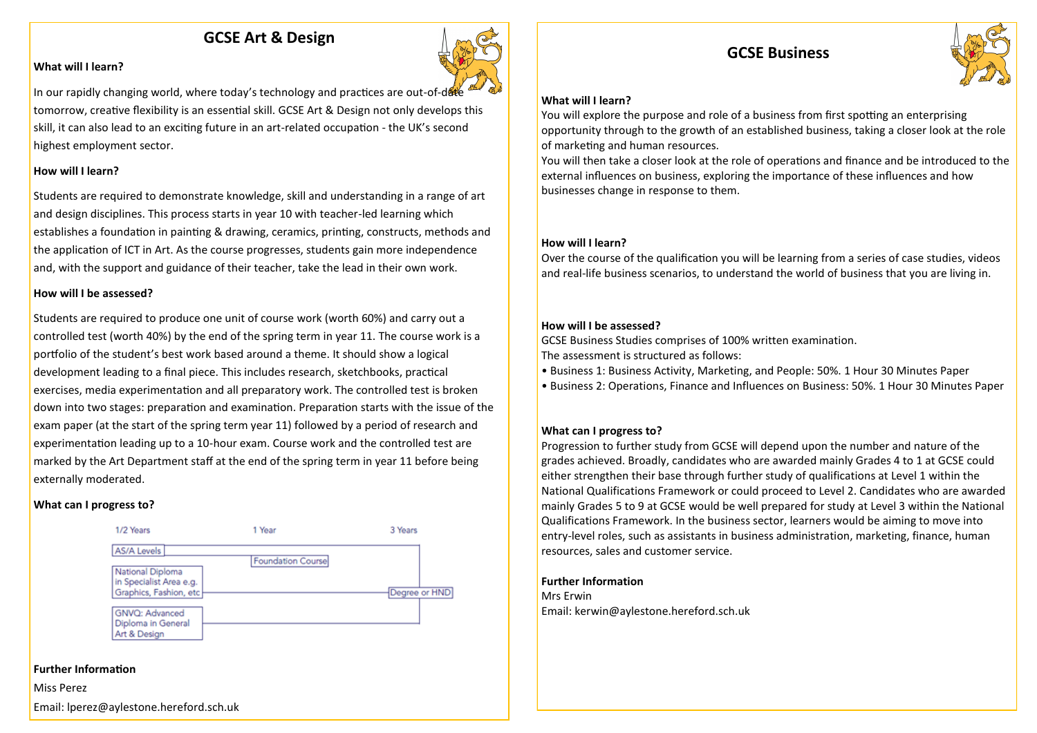## GCSE Art & Design

**What will I learn?**

In our rapidly changing world, where today's technology and practices are out-of-date tomorrow, creative flexibility is an essential skill. GCSE Art & Design not only develops this skill, it can also lead to an exciting future in an art-related occupation - the UK's second highest employment sector.

**How will I learn?**

Students are required to demonstrate knowledge, skill and understanding in a range of art and design disciplines. This process starts in year 10 with teacher-led learning which establishes a foundation in painting & drawing, ceramics, printing, constructs, methods and the application of ICT in Art. As the course progresses, students gain more independence and, with the support and guidance of their teacher, take the lead in their own work.

**How will I be assessed?**

Students are required to produce one unit of course work (worth 60%) and carry out a controlled test (worth 40%) by the end of the spring term in year 11. The course work is a portfolio of the student's best work based around a theme. It should show a logical development leading to a final piece. This includes research, sketchbooks, practical exercises, media experimentation and all preparatory work. The controlled test is broken down into two stages: preparation and examination. Preparation starts with the issue of the exam paper (at the start of the spring term year 11) followed by a period of research and experimentation leading up to a 10-hour exam. Course work and the controlled test are marked by the Art Department staff at the end of the spring term in year 11 before being externally moderated.

**What can I progress to?**

| 1/2 Years | 1 Year | 3 Years |
|---|---|---|
| AS/A Levels | Foundation Course | Degree or HND |
| National Diploma in Specialist Area e.g. Graphics, Fashion, etc | | Degree or HND |
| GNVQ: Advanced Diploma in General Art & Design | | Degree or HND |

**Further Information**

Miss Perez

Email: lperez@aylestone.hereford.sch.uk

## GCSE Business

**What will I learn?**

You will explore the purpose and role of a business from first spotting an enterprising opportunity through to the growth of an established business, taking a closer look at the role of marketing and human resources.

You will then take a closer look at the role of operations and finance and be introduced to the external influences on business, exploring the importance of these influences and how businesses change in response to them.

**How will I learn?**

Over the course of the qualification you will be learning from a series of case studies, videos and real-life business scenarios, to understand the world of business that you are living in.

**How will I be assessed?**

GCSE Business Studies comprises of 100% written examination.

The assessment is structured as follows:

- Business 1: Business Activity, Marketing, and People: 50%. 1 Hour 30 Minutes Paper
- Business 2: Operations, Finance and Influences on Business: 50%. 1 Hour 30 Minutes Paper

**What can I progress to?**

Progression to further study from GCSE will depend upon the number and nature of the grades achieved. Broadly, candidates who are awarded mainly Grades 4 to 1 at GCSE could either strengthen their base through further study of qualifications at Level 1 within the National Qualifications Framework or could proceed to Level 2. Candidates who are awarded mainly Grades 5 to 9 at GCSE would be well prepared for study at Level 3 within the National Qualifications Framework. In the business sector, learners would be aiming to move into entry-level roles, such as assistants in business administration, marketing, finance, human resources, sales and customer service.

**Further Information**

Mrs Erwin

Email: kerwin@aylestone.hereford.sch.uk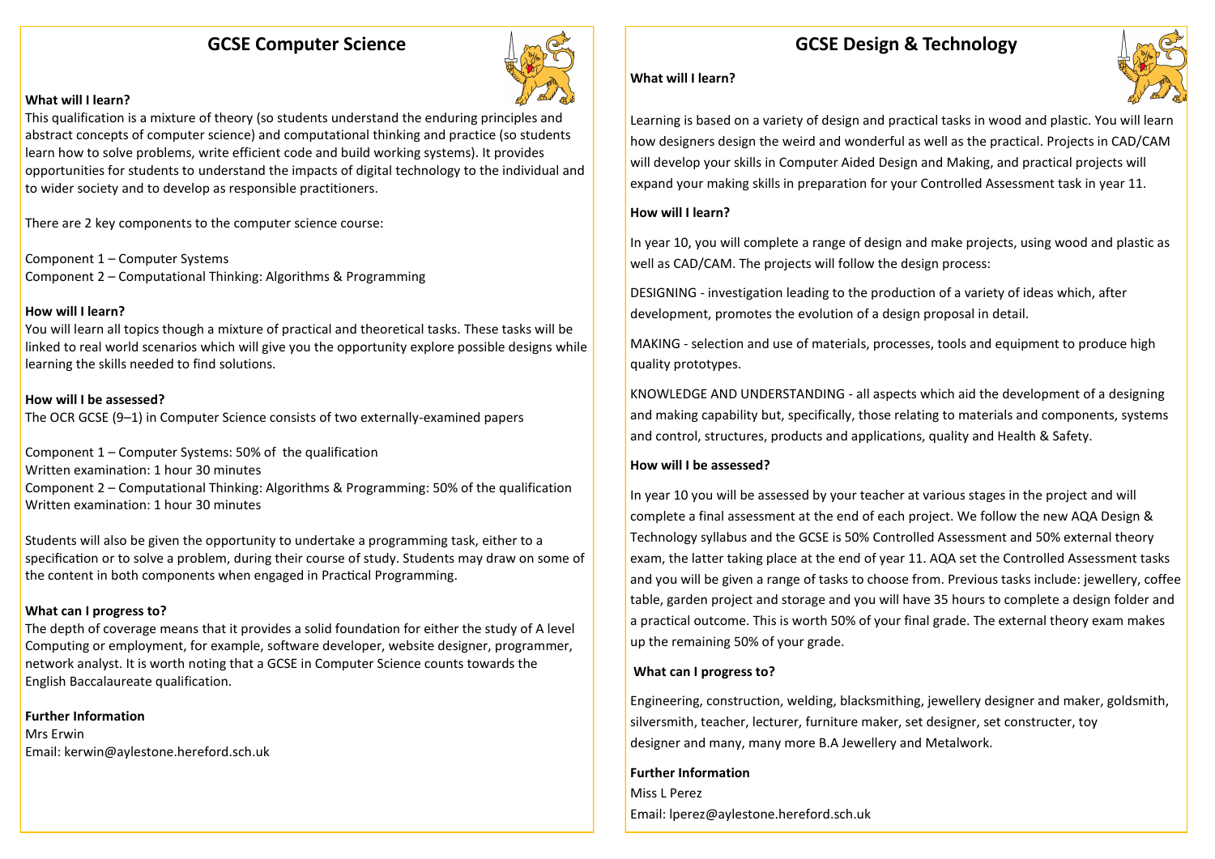## GCSE Computer Science

**What will I learn?**

This qualification is a mixture of theory (so students understand the enduring principles and abstract concepts of computer science) and computational thinking and practice (so students learn how to solve problems, write efficient code and build working systems). It provides opportunities for students to understand the impacts of digital technology to the individual and to wider society and to develop as responsible practitioners.

There are 2 key components to the computer science course:

Component 1 – Computer Systems
Component 2 – Computational Thinking: Algorithms & Programming

**How will I learn?**

You will learn all topics though a mixture of practical and theoretical tasks. These tasks will be linked to real world scenarios which will give you the opportunity explore possible designs while learning the skills needed to find solutions.

**How will I be assessed?**

The OCR GCSE (9–1) in Computer Science consists of two externally-examined papers

Component 1 – Computer Systems: 50% of the qualification
Written examination: 1 hour 30 minutes
Component 2 – Computational Thinking: Algorithms & Programming: 50% of the qualification
Written examination: 1 hour 30 minutes

Students will also be given the opportunity to undertake a programming task, either to a specification or to solve a problem, during their course of study. Students may draw on some of the content in both components when engaged in Practical Programming.

**What can I progress to?**

The depth of coverage means that it provides a solid foundation for either the study of A level Computing or employment, for example, software developer, website designer, programmer, network analyst. It is worth noting that a GCSE in Computer Science counts towards the English Baccalaureate qualification.

**Further Information**

Mrs Erwin
Email: kerwin@aylestone.hereford.sch.uk

## GCSE Design & Technology

**What will I learn?**

Learning is based on a variety of design and practical tasks in wood and plastic. You will learn how designers design the weird and wonderful as well as the practical. Projects in CAD/CAM will develop your skills in Computer Aided Design and Making, and practical projects will expand your making skills in preparation for your Controlled Assessment task in year 11.

**How will I learn?**

In year 10, you will complete a range of design and make projects, using wood and plastic as well as CAD/CAM. The projects will follow the design process:

DESIGNING - investigation leading to the production of a variety of ideas which, after development, promotes the evolution of a design proposal in detail.

MAKING - selection and use of materials, processes, tools and equipment to produce high quality prototypes.

KNOWLEDGE AND UNDERSTANDING - all aspects which aid the development of a designing and making capability but, specifically, those relating to materials and components, systems and control, structures, products and applications, quality and Health & Safety.

**How will I be assessed?**

In year 10 you will be assessed by your teacher at various stages in the project and will complete a final assessment at the end of each project. We follow the new AQA Design & Technology syllabus and the GCSE is 50% Controlled Assessment and 50% external theory exam, the latter taking place at the end of year 11. AQA set the Controlled Assessment tasks and you will be given a range of tasks to choose from. Previous tasks include: jewellery, coffee table, garden project and storage and you will have 35 hours to complete a design folder and a practical outcome. This is worth 50% of your final grade. The external theory exam makes up the remaining 50% of your grade.

**What can I progress to?**

Engineering, construction, welding, blacksmithing, jewellery designer and maker, goldsmith, silversmith, teacher, lecturer, furniture maker, set designer, set constructer, toy designer and many, many more B.A Jewellery and Metalwork.

**Further Information**

Miss L Perez
Email: lperez@aylestone.hereford.sch.uk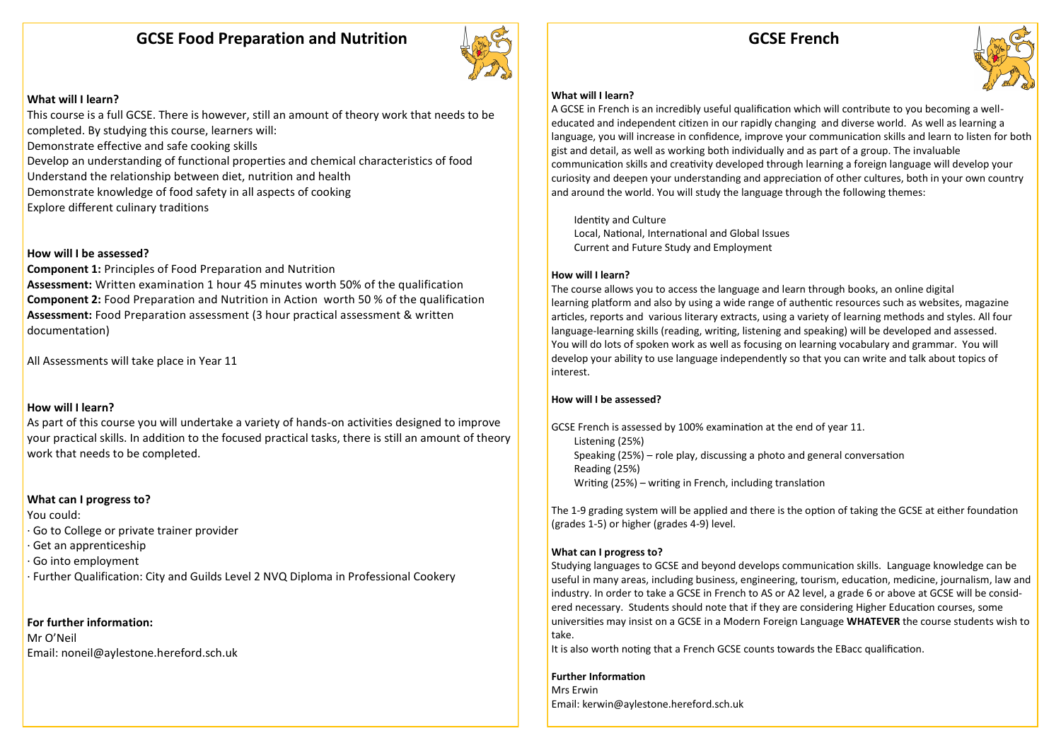## GCSE Food Preparation and Nutrition

**What will I learn?**

This course is a full GCSE. There is however, still an amount of theory work that needs to be completed. By studying this course, learners will:

Demonstrate effective and safe cooking skills

Develop an understanding of functional properties and chemical characteristics of food

Understand the relationship between diet, nutrition and health

Demonstrate knowledge of food safety in all aspects of cooking

Explore different culinary traditions

**How will I be assessed?**

**Component 1:** Principles of Food Preparation and Nutrition

**Assessment:** Written examination 1 hour 45 minutes worth 50% of the qualification

**Component 2:** Food Preparation and Nutrition in Action worth 50 % of the qualification

**Assessment:** Food Preparation assessment (3 hour practical assessment & written documentation)

All Assessments will take place in Year 11

**How will I learn?**

As part of this course you will undertake a variety of hands-on activities designed to improve your practical skills. In addition to the focused practical tasks, there is still an amount of theory work that needs to be completed.

**What can I progress to?**

You could:

- Go to College or private trainer provider
- Get an apprenticeship
- Go into employment
- Further Qualification: City and Guilds Level 2 NVQ Diploma in Professional Cookery

**For further information:**

Mr O'Neil

Email: noneil@aylestone.hereford.sch.uk

## GCSE French

**What will I learn?**

A GCSE in French is an incredibly useful qualification which will contribute to you becoming a well-educated and independent citizen in our rapidly changing and diverse world. As well as learning a language, you will increase in confidence, improve your communication skills and learn to listen for both gist and detail, as well as working both individually and as part of a group. The invaluable communication skills and creativity developed through learning a foreign language will develop your curiosity and deepen your understanding and appreciation of other cultures, both in your own country and around the world. You will study the language through the following themes:

- Identity and Culture
- Local, National, International and Global Issues
- Current and Future Study and Employment

**How will I learn?**

The course allows you to access the language and learn through books, an online digital learning platform and also by using a wide range of authentic resources such as websites, magazine articles, reports and various literary extracts, using a variety of learning methods and styles. All four language-learning skills (reading, writing, listening and speaking) will be developed and assessed. You will do lots of spoken work as well as focusing on learning vocabulary and grammar. You will develop your ability to use language independently so that you can write and talk about topics of interest.

**How will I be assessed?**

GCSE French is assessed by 100% examination at the end of year 11.

- Listening (25%)
- Speaking (25%) – role play, discussing a photo and general conversation
- Reading (25%)
- Writing (25%) – writing in French, including translation

The 1-9 grading system will be applied and there is the option of taking the GCSE at either foundation (grades 1-5) or higher (grades 4-9) level.

**What can I progress to?**

Studying languages to GCSE and beyond develops communication skills. Language knowledge can be useful in many areas, including business, engineering, tourism, education, medicine, journalism, law and industry. In order to take a GCSE in French to AS or A2 level, a grade 6 or above at GCSE will be considered necessary. Students should note that if they are considering Higher Education courses, some universities may insist on a GCSE in a Modern Foreign Language **WHATEVER** the course students wish to take.

It is also worth noting that a French GCSE counts towards the EBacc qualification.

**Further Information**

Mrs Erwin

Email: kerwin@aylestone.hereford.sch.uk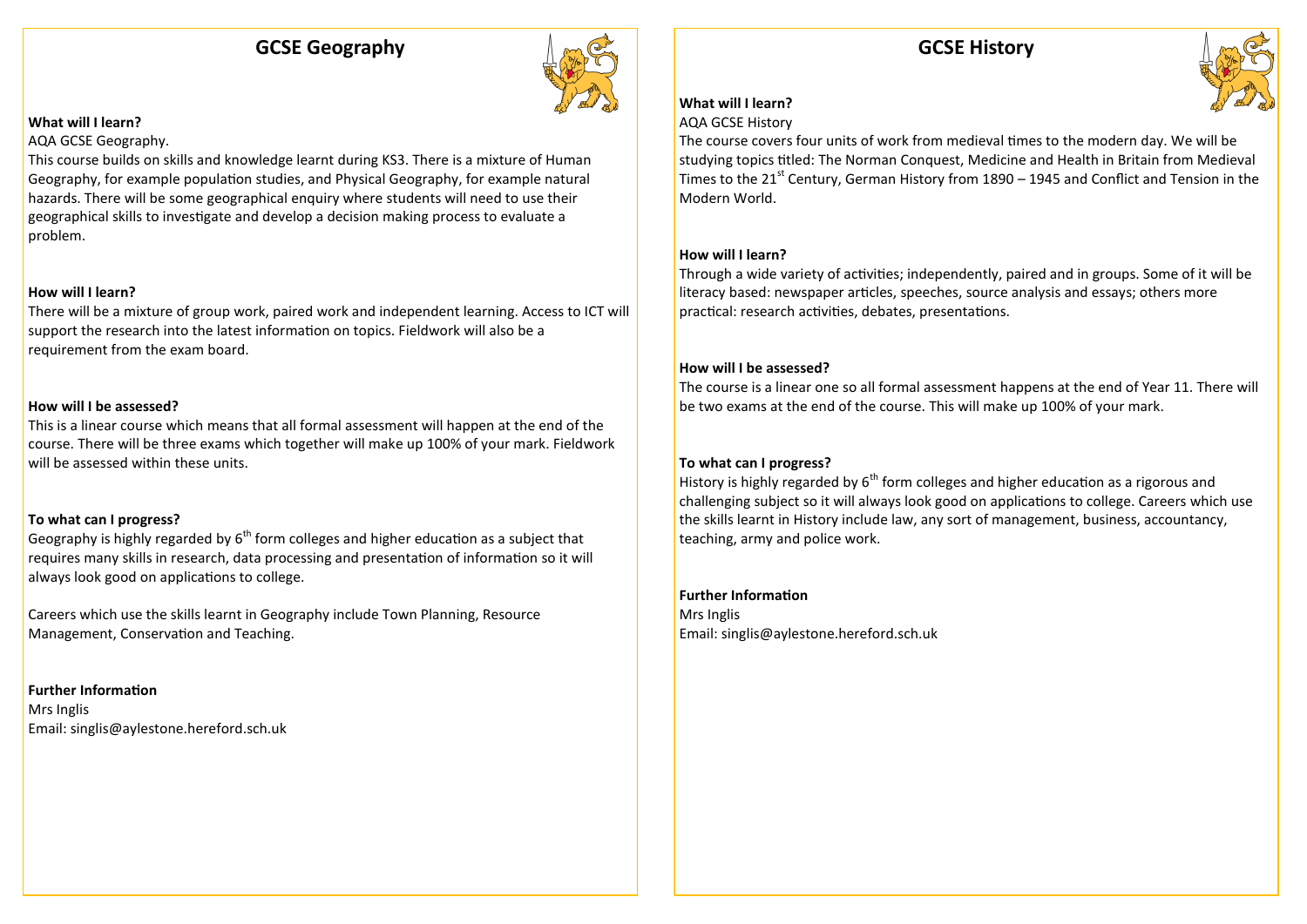## GCSE Geography

**What will I learn?**

AQA GCSE Geography.

This course builds on skills and knowledge learnt during KS3. There is a mixture of Human Geography, for example population studies, and Physical Geography, for example natural hazards. There will be some geographical enquiry where students will need to use their geographical skills to investigate and develop a decision making process to evaluate a problem.

**How will I learn?**

There will be a mixture of group work, paired work and independent learning. Access to ICT will support the research into the latest information on topics. Fieldwork will also be a requirement from the exam board.

**How will I be assessed?**

This is a linear course which means that all formal assessment will happen at the end of the course. There will be three exams which together will make up 100% of your mark. Fieldwork will be assessed within these units.

**To what can I progress?**

Geography is highly regarded by 6th form colleges and higher education as a subject that requires many skills in research, data processing and presentation of information so it will always look good on applications to college.

Careers which use the skills learnt in Geography include Town Planning, Resource Management, Conservation and Teaching.

**Further Information**

Mrs Inglis

Email: singlis@aylestone.hereford.sch.uk

## GCSE History

**What will I learn?**

AQA GCSE History

The course covers four units of work from medieval times to the modern day. We will be studying topics titled: The Norman Conquest, Medicine and Health in Britain from Medieval Times to the 21st Century, German History from 1890 – 1945 and Conflict and Tension in the Modern World.

**How will I learn?**

Through a wide variety of activities; independently, paired and in groups. Some of it will be literacy based: newspaper articles, speeches, source analysis and essays; others more practical: research activities, debates, presentations.

**How will I be assessed?**

The course is a linear one so all formal assessment happens at the end of Year 11. There will be two exams at the end of the course. This will make up 100% of your mark.

**To what can I progress?**

History is highly regarded by 6th form colleges and higher education as a rigorous and challenging subject so it will always look good on applications to college. Careers which use the skills learnt in History include law, any sort of management, business, accountancy, teaching, army and police work.

**Further Information**

Mrs Inglis

Email: singlis@aylestone.hereford.sch.uk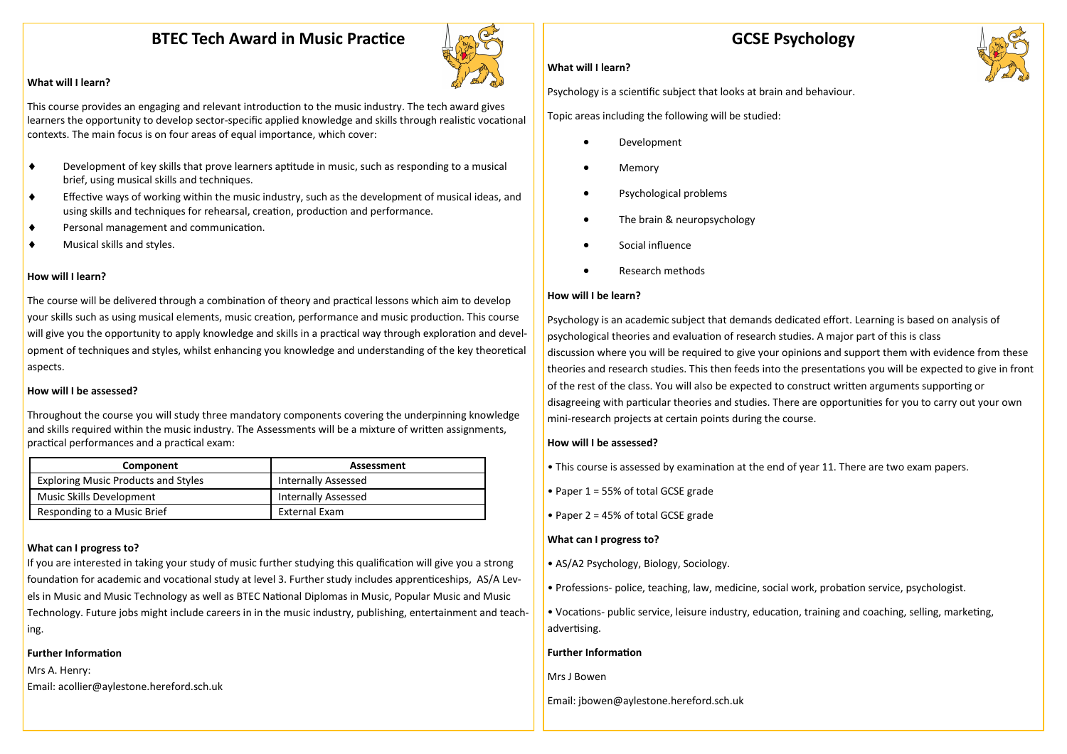# BTEC Tech Award in Music Practice

**What will I learn?**

This course provides an engaging and relevant introduction to the music industry. The tech award gives learners the opportunity to develop sector-specific applied knowledge and skills through realistic vocational contexts. The main focus is on four areas of equal importance, which cover:

- Development of key skills that prove learners aptitude in music, such as responding to a musical brief, using musical skills and techniques.
- Effective ways of working within the music industry, such as the development of musical ideas, and using skills and techniques for rehearsal, creation, production and performance.
- Personal management and communication.
- Musical skills and styles.

**How will I learn?**

The course will be delivered through a combination of theory and practical lessons which aim to develop your skills such as using musical elements, music creation, performance and music production. This course will give you the opportunity to apply knowledge and skills in a practical way through exploration and development of techniques and styles, whilst enhancing you knowledge and understanding of the key theoretical aspects.

**How will I be assessed?**

Throughout the course you will study three mandatory components covering the underpinning knowledge and skills required within the music industry. The Assessments will be a mixture of written assignments, practical performances and a practical exam:

| Component | Assessment |
|---|---|
| Exploring Music Products and Styles | Internally Assessed |
| Music Skills Development | Internally Assessed |
| Responding to a Music Brief | External Exam |

**What can I progress to?**

If you are interested in taking your study of music further studying this qualification will give you a strong foundation for academic and vocational study at level 3. Further study includes apprenticeships, AS/A Levels in Music and Music Technology as well as BTEC National Diplomas in Music, Popular Music and Music Technology. Future jobs might include careers in in the music industry, publishing, entertainment and teaching.

**Further Information**

Mrs A. Henry:

Email: acollier@aylestone.hereford.sch.uk

# GCSE Psychology

**What will I learn?**

Psychology is a scientific subject that looks at brain and behaviour.

Topic areas including the following will be studied:

- Development
- Memory
- Psychological problems
- The brain & neuropsychology
- Social influence
- Research methods

**How will I be learn?**

Psychology is an academic subject that demands dedicated effort. Learning is based on analysis of psychological theories and evaluation of research studies. A major part of this is class discussion where you will be required to give your opinions and support them with evidence from these theories and research studies. This then feeds into the presentations you will be expected to give in front of the rest of the class. You will also be expected to construct written arguments supporting or disagreeing with particular theories and studies. There are opportunities for you to carry out your own mini-research projects at certain points during the course.

**How will I be assessed?**

- This course is assessed by examination at the end of year 11. There are two exam papers.
- Paper 1 = 55% of total GCSE grade
- Paper 2 = 45% of total GCSE grade

**What can I progress to?**

- AS/A2 Psychology, Biology, Sociology.
- Professions- police, teaching, law, medicine, social work, probation service, psychologist.
- Vocations- public service, leisure industry, education, training and coaching, selling, marketing, advertising.

**Further Information**

Mrs J Bowen

Email: jbowen@aylestone.hereford.sch.uk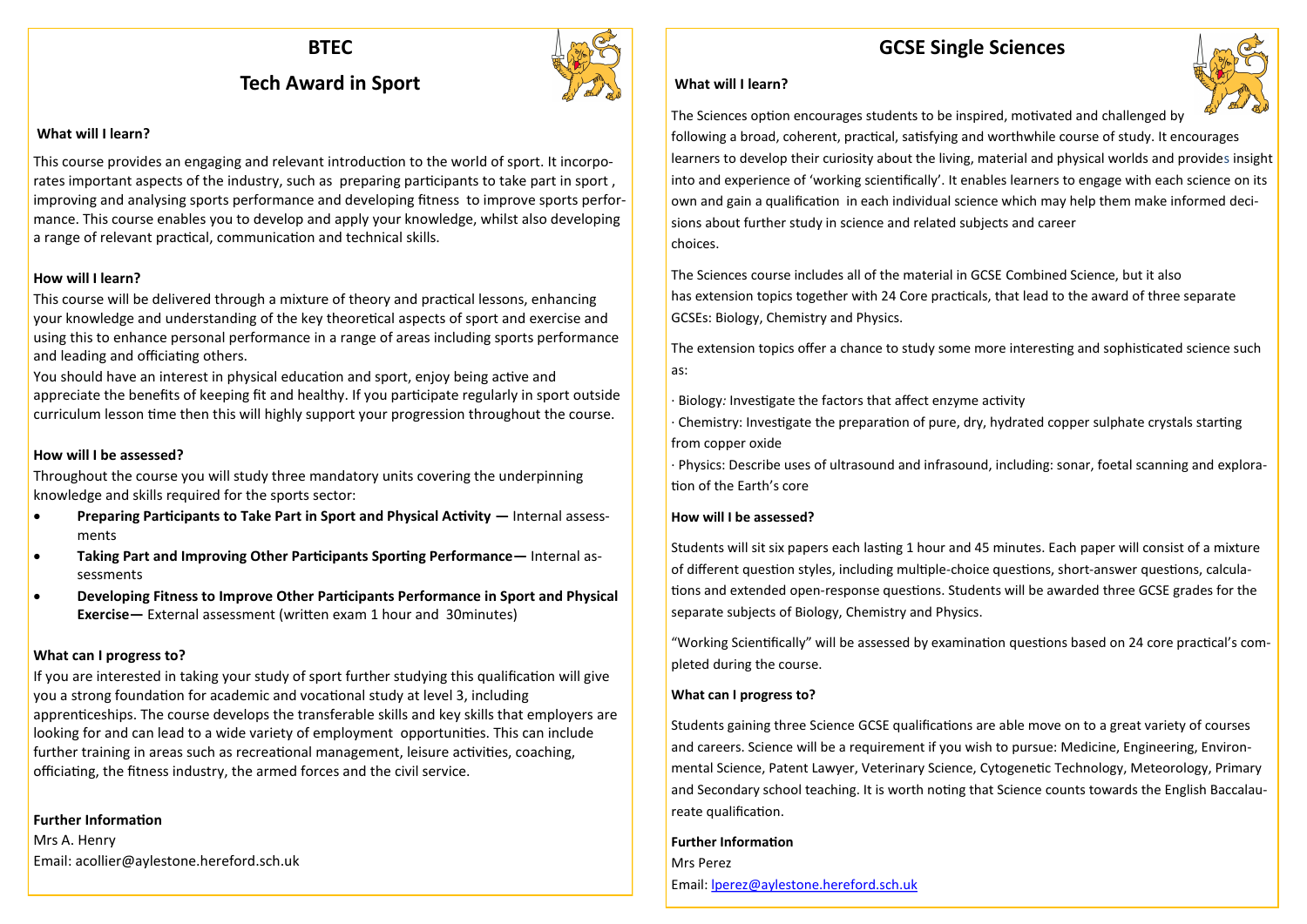# BTEC

## Tech Award in Sport

**What will I learn?**

This course provides an engaging and relevant introduction to the world of sport. It incorporates important aspects of the industry, such as preparing participants to take part in sport , improving and analysing sports performance and developing fitness to improve sports performance. This course enables you to develop and apply your knowledge, whilst also developing a range of relevant practical, communication and technical skills.

**How will I learn?**

This course will be delivered through a mixture of theory and practical lessons, enhancing your knowledge and understanding of the key theoretical aspects of sport and exercise and using this to enhance personal performance in a range of areas including sports performance and leading and officiating others.

You should have an interest in physical education and sport, enjoy being active and appreciate the benefits of keeping fit and healthy. If you participate regularly in sport outside curriculum lesson time then this will highly support your progression throughout the course.

**How will I be assessed?**

Throughout the course you will study three mandatory units covering the underpinning knowledge and skills required for the sports sector:

- **Preparing Participants to Take Part in Sport and Physical Activity —** Internal assessments
- **Taking Part and Improving Other Participants Sporting Performance—** Internal assessments
- **Developing Fitness to Improve Other Participants Performance in Sport and Physical Exercise—** External assessment (written exam 1 hour and 30minutes)

**What can I progress to?**

If you are interested in taking your study of sport further studying this qualification will give you a strong foundation for academic and vocational study at level 3, including apprenticeships. The course develops the transferable skills and key skills that employers are looking for and can lead to a wide variety of employment opportunities. This can include further training in areas such as recreational management, leisure activities, coaching, officiating, the fitness industry, the armed forces and the civil service.

**Further Information**

Mrs A. Henry

Email: acollier@aylestone.hereford.sch.uk

# GCSE Single Sciences

**What will I learn?**

The Sciences option encourages students to be inspired, motivated and challenged by following a broad, coherent, practical, satisfying and worthwhile course of study. It encourages learners to develop their curiosity about the living, material and physical worlds and provides insight into and experience of 'working scientifically'. It enables learners to engage with each science on its own and gain a qualification in each individual science which may help them make informed decisions about further study in science and related subjects and career choices.

The Sciences course includes all of the material in GCSE Combined Science, but it also has extension topics together with 24 Core practicals, that lead to the award of three separate GCSEs: Biology, Chemistry and Physics.

The extension topics offer a chance to study some more interesting and sophisticated science such as:

· Biology: Investigate the factors that affect enzyme activity

· Chemistry: Investigate the preparation of pure, dry, hydrated copper sulphate crystals starting from copper oxide

· Physics: Describe uses of ultrasound and infrasound, including: sonar, foetal scanning and exploration of the Earth's core

**How will I be assessed?**

Students will sit six papers each lasting 1 hour and 45 minutes. Each paper will consist of a mixture of different question styles, including multiple-choice questions, short-answer questions, calculations and extended open-response questions. Students will be awarded three GCSE grades for the separate subjects of Biology, Chemistry and Physics.

"Working Scientifically" will be assessed by examination questions based on 24 core practical's completed during the course.

**What can I progress to?**

Students gaining three Science GCSE qualifications are able move on to a great variety of courses and careers. Science will be a requirement if you wish to pursue: Medicine, Engineering, Environmental Science, Patent Lawyer, Veterinary Science, Cytogenetic Technology, Meteorology, Primary and Secondary school teaching. It is worth noting that Science counts towards the English Baccalaureate qualification.

**Further Information**

Mrs Perez

Email: lperez@aylestone.hereford.sch.uk